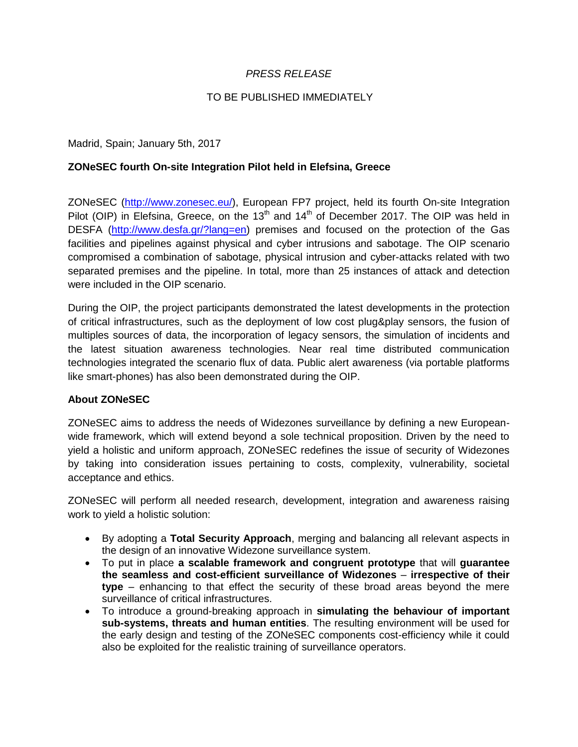*PRESS RELEASE*

TO BE PUBLISHED IMMEDIATELY

Madrid, Spain; January 5th, 2017

**ZONeSEC fourth On-site Integration Pilot held in Elefsina, Greece**

ZONeSEC (http://www.zonesec.eu/), European FP7 project, held its fourth On-site Integration Pilot (OIP) in Elefsina, Greece, on the 13th and 14th of December 2017. The OIP was held in DESFA (http://www.desfa.gr/?lang=en) premises and focused on the protection of the Gas facilities and pipelines against physical and cyber intrusions and sabotage. The OIP scenario compromised a combination of sabotage, physical intrusion and cyber-attacks related with two separated premises and the pipeline. In total, more than 25 instances of attack and detection were included in the OIP scenario.

During the OIP, the project participants demonstrated the latest developments in the protection of critical infrastructures, such as the deployment of low cost plug&play sensors, the fusion of multiples sources of data, the incorporation of legacy sensors, the simulation of incidents and the latest situation awareness technologies. Near real time distributed communication technologies integrated the scenario flux of data. Public alert awareness (via portable platforms like smart-phones) has also been demonstrated during the OIP.

**About ZONeSEC**

ZONeSEC aims to address the needs of Widezones surveillance by defining a new European-wide framework, which will extend beyond a sole technical proposition. Driven by the need to yield a holistic and uniform approach, ZONeSEC redefines the issue of security of Widezones by taking into consideration issues pertaining to costs, complexity, vulnerability, societal acceptance and ethics.

ZONeSEC will perform all needed research, development, integration and awareness raising work to yield a holistic solution:

- By adopting a **Total Security Approach**, merging and balancing all relevant aspects in the design of an innovative Widezone surveillance system.
- To put in place **a scalable framework and congruent prototype** that will **guarantee the seamless and cost-efficient surveillance of Widezones** – **irrespective of their type** – enhancing to that effect the security of these broad areas beyond the mere surveillance of critical infrastructures.
- To introduce a ground-breaking approach in **simulating the behaviour of important sub-systems, threats and human entities**. The resulting environment will be used for the early design and testing of the ZONeSEC components cost-efficiency while it could also be exploited for the realistic training of surveillance operators.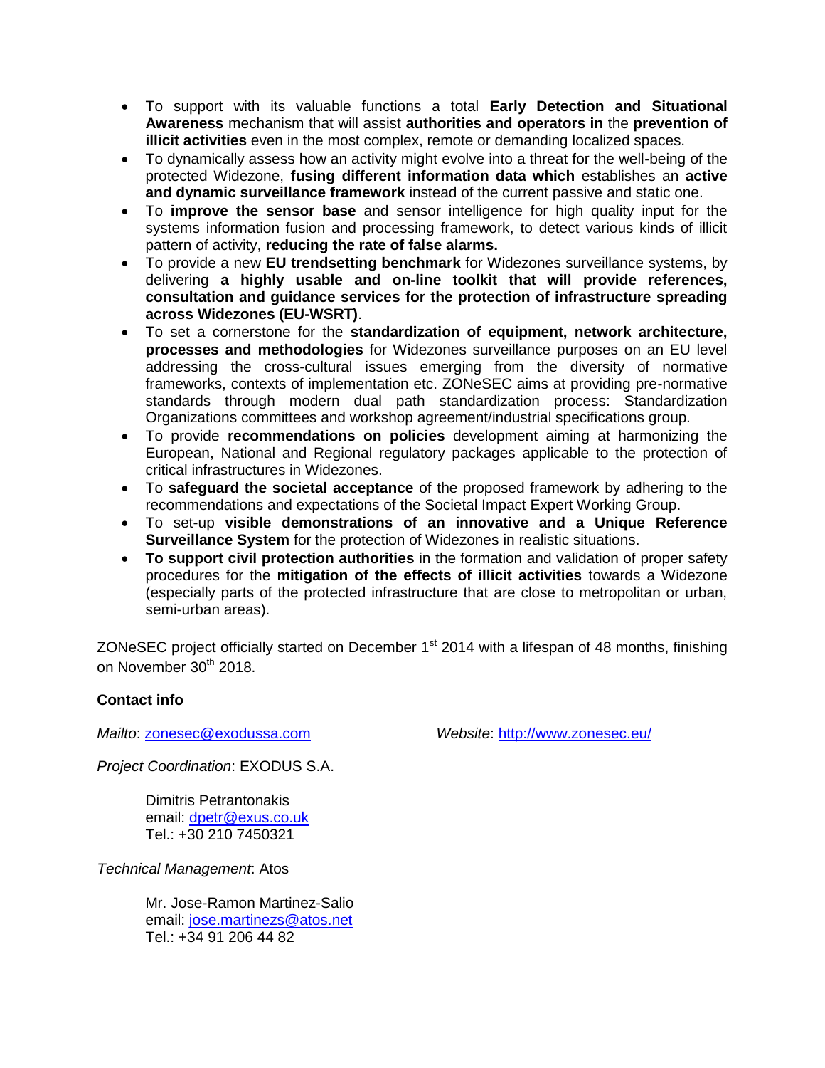- To support with its valuable functions a total **Early Detection and Situational Awareness** mechanism that will assist **authorities and operators in** the **prevention of illicit activities** even in the most complex, remote or demanding localized spaces.
- To dynamically assess how an activity might evolve into a threat for the well-being of the protected Widezone, **fusing different information data which** establishes an **active and dynamic surveillance framework** instead of the current passive and static one.
- To **improve the sensor base** and sensor intelligence for high quality input for the systems information fusion and processing framework, to detect various kinds of illicit pattern of activity, **reducing the rate of false alarms.**
- To provide a new **EU trendsetting benchmark** for Widezones surveillance systems, by delivering **a highly usable and on-line toolkit that will provide references, consultation and guidance services for the protection of infrastructure spreading across Widezones (EU-WSRT)**.
- To set a cornerstone for the **standardization of equipment, network architecture, processes and methodologies** for Widezones surveillance purposes on an EU level addressing the cross-cultural issues emerging from the diversity of normative frameworks, contexts of implementation etc. ZONeSEC aims at providing pre-normative standards through modern dual path standardization process: Standardization Organizations committees and workshop agreement/industrial specifications group.
- To provide **recommendations on policies** development aiming at harmonizing the European, National and Regional regulatory packages applicable to the protection of critical infrastructures in Widezones.
- To **safeguard the societal acceptance** of the proposed framework by adhering to the recommendations and expectations of the Societal Impact Expert Working Group.
- To set-up **visible demonstrations of an innovative and a Unique Reference Surveillance System** for the protection of Widezones in realistic situations.
- **To support civil protection authorities** in the formation and validation of proper safety procedures for the **mitigation of the effects of illicit activities** towards a Widezone (especially parts of the protected infrastructure that are close to metropolitan or urban, semi-urban areas).

ZONeSEC project officially started on December 1st 2014 with a lifespan of 48 months, finishing on November 30th 2018.

**Contact info**

*Mailto*: zonesec@exodussa.com

*Website*: http://www.zonesec.eu/

*Project Coordination*: EXODUS S.A.

Dimitris Petrantonakis
email: dpetr@exus.co.uk
Tel.: +30 210 7450321

*Technical Management*: Atos

Mr. Jose-Ramon Martinez-Salio
email: jose.martinezs@atos.net
Tel.: +34 91 206 44 82